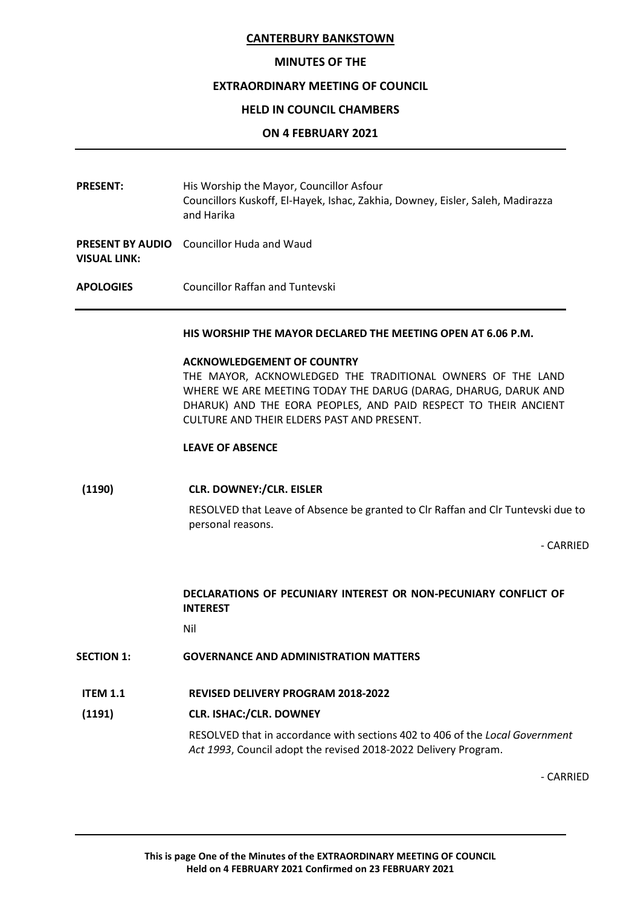# CANTERBURY BANKSTOWN

## MINUTES OF THE

## EXTRAORDINARY MEETING OF COUNCIL

## HELD IN COUNCIL CHAMBERS

## ON 4 FEBRUARY 2021

| | |
|---|---|
| **PRESENT:** | His Worship the Mayor, Councillor Asfour<br>Councillors Kuskoff, El-Hayek, Ishac, Zakhia, Downey, Eisler, Saleh, Madirazza and Harika |
| **PRESENT BY AUDIO VISUAL LINK:** | Councillor Huda and Waud |
| **APOLOGIES** | Councillor Raffan and Tuntevski |

**HIS WORSHIP THE MAYOR DECLARED THE MEETING OPEN AT 6.06 P.M.**

**ACKNOWLEDGEMENT OF COUNTRY**

THE MAYOR, ACKNOWLEDGED THE TRADITIONAL OWNERS OF THE LAND WHERE WE ARE MEETING TODAY THE DARUG (DARAG, DHARUG, DARUK AND DHARUK) AND THE EORA PEOPLES, AND PAID RESPECT TO THEIR ANCIENT CULTURE AND THEIR ELDERS PAST AND PRESENT.

**LEAVE OF ABSENCE**

**(1190) CLR. DOWNEY:/CLR. EISLER**

RESOLVED that Leave of Absence be granted to Clr Raffan and Clr Tuntevski due to personal reasons.

\- CARRIED

**DECLARATIONS OF PECUNIARY INTEREST OR NON-PECUNIARY CONFLICT OF INTEREST**

Nil

**SECTION 1: GOVERNANCE AND ADMINISTRATION MATTERS**

**ITEM 1.1 REVISED DELIVERY PROGRAM 2018-2022**

**(1191) CLR. ISHAC:/CLR. DOWNEY**

RESOLVED that in accordance with sections 402 to 406 of the *Local Government Act 1993*, Council adopt the revised 2018-2022 Delivery Program.

\- CARRIED

**This is page One of the Minutes of the EXTRAORDINARY MEETING OF COUNCIL Held on 4 FEBRUARY 2021 Confirmed on 23 FEBRUARY 2021**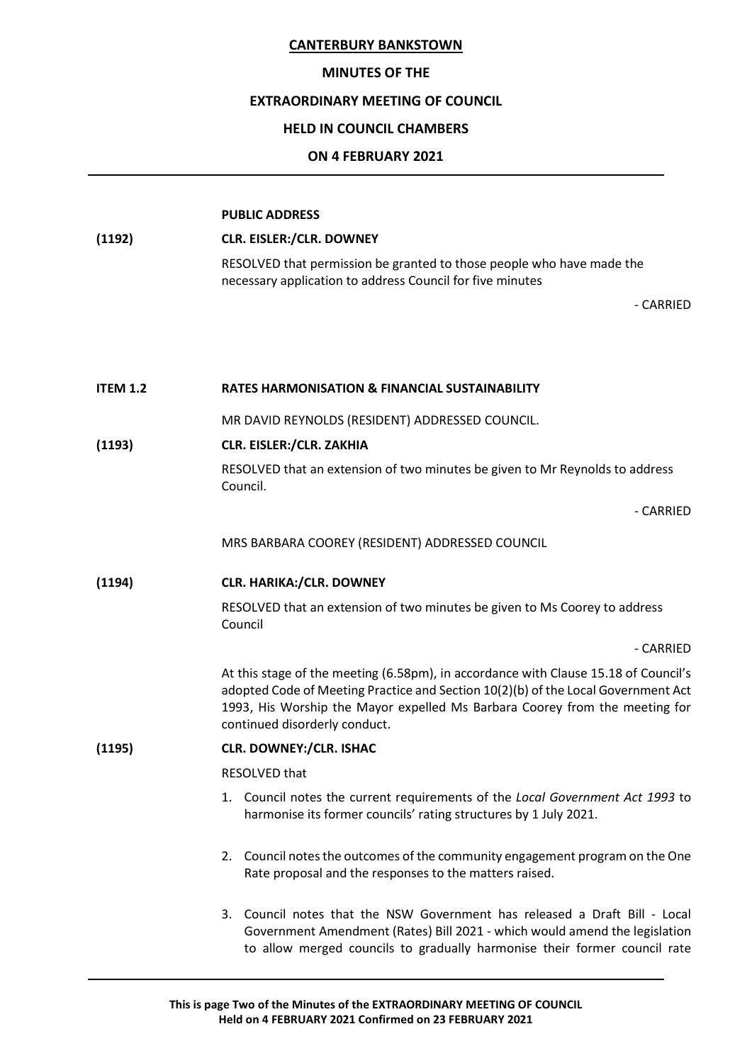**CANTERBURY BANKSTOWN**

**MINUTES OF THE**

**EXTRAORDINARY MEETING OF COUNCIL**

**HELD IN COUNCIL CHAMBERS**

**ON 4 FEBRUARY 2021**

---

**PUBLIC ADDRESS**

**(1192) CLR. EISLER:/CLR. DOWNEY**

RESOLVED that permission be granted to those people who have made the necessary application to address Council for five minutes

\- CARRIED

**ITEM 1.2 RATES HARMONISATION & FINANCIAL SUSTAINABILITY**

MR DAVID REYNOLDS (RESIDENT) ADDRESSED COUNCIL.

**(1193) CLR. EISLER:/CLR. ZAKHIA**

RESOLVED that an extension of two minutes be given to Mr Reynolds to address Council.

\- CARRIED

MRS BARBARA COOREY (RESIDENT) ADDRESSED COUNCIL

**(1194) CLR. HARIKA:/CLR. DOWNEY**

RESOLVED that an extension of two minutes be given to Ms Coorey to address Council

\- CARRIED

At this stage of the meeting (6.58pm), in accordance with Clause 15.18 of Council's adopted Code of Meeting Practice and Section 10(2)(b) of the Local Government Act 1993, His Worship the Mayor expelled Ms Barbara Coorey from the meeting for continued disorderly conduct.

**(1195) CLR. DOWNEY:/CLR. ISHAC**

RESOLVED that

1. Council notes the current requirements of the *Local Government Act 1993* to harmonise its former councils' rating structures by 1 July 2021.

2. Council notes the outcomes of the community engagement program on the One Rate proposal and the responses to the matters raised.

3. Council notes that the NSW Government has released a Draft Bill - Local Government Amendment (Rates) Bill 2021 - which would amend the legislation to allow merged councils to gradually harmonise their former council rate

---

**This is page Two of the Minutes of the EXTRAORDINARY MEETING OF COUNCIL Held on 4 FEBRUARY 2021 Confirmed on 23 FEBRUARY 2021**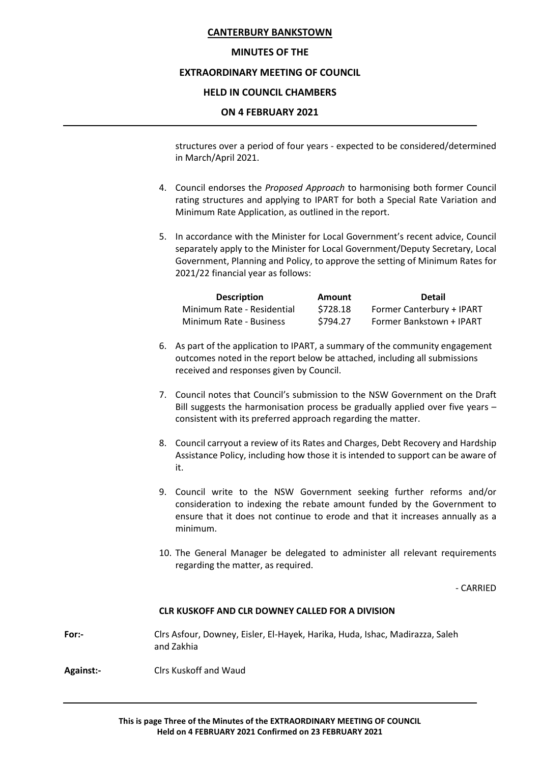structures over a period of four years - expected to be considered/determined in March/April 2021.

4. Council endorses the *Proposed Approach* to harmonising both former Council rating structures and applying to IPART for both a Special Rate Variation and Minimum Rate Application, as outlined in the report.

5. In accordance with the Minister for Local Government's recent advice, Council separately apply to the Minister for Local Government/Deputy Secretary, Local Government, Planning and Policy, to approve the setting of Minimum Rates for 2021/22 financial year as follows:

| Description | Amount | Detail |
|---|---|---|
| Minimum Rate - Residential | \$728.18 | Former Canterbury + IPART |
| Minimum Rate - Business | \$794.27 | Former Bankstown + IPART |

6. As part of the application to IPART, a summary of the community engagement outcomes noted in the report below be attached, including all submissions received and responses given by Council.

7. Council notes that Council's submission to the NSW Government on the Draft Bill suggests the harmonisation process be gradually applied over five years – consistent with its preferred approach regarding the matter.

8. Council carryout a review of its Rates and Charges, Debt Recovery and Hardship Assistance Policy, including how those it is intended to support can be aware of it.

9. Council write to the NSW Government seeking further reforms and/or consideration to indexing the rebate amount funded by the Government to ensure that it does not continue to erode and that it increases annually as a minimum.

10. The General Manager be delegated to administer all relevant requirements regarding the matter, as required.

- CARRIED

**CLR KUSKOFF AND CLR DOWNEY CALLED FOR A DIVISION**

**For:-** Clrs Asfour, Downey, Eisler, El-Hayek, Harika, Huda, Ishac, Madirazza, Saleh and Zakhia

**Against:-** Clrs Kuskoff and Waud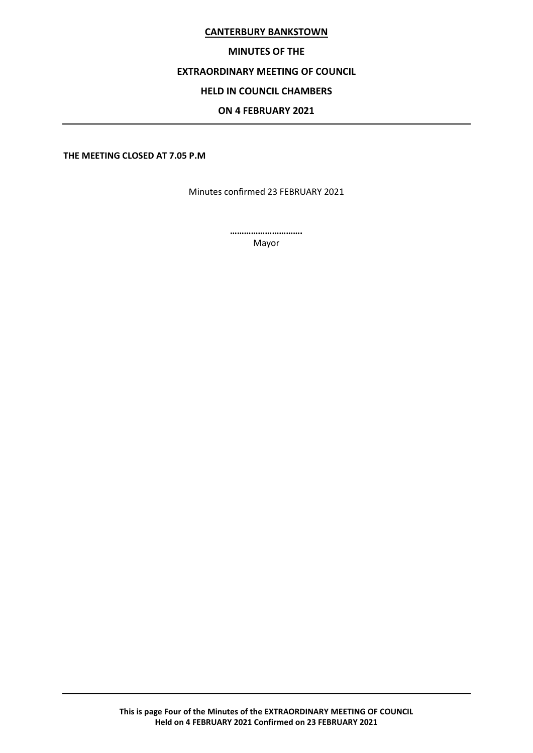**CANTERBURY BANKSTOWN**

**MINUTES OF THE**

**EXTRAORDINARY MEETING OF COUNCIL**

**HELD IN COUNCIL CHAMBERS**

**ON 4 FEBRUARY 2021**

---

**THE MEETING CLOSED AT 7.05 P.M**

Minutes confirmed 23 FEBRUARY 2021

**………………………….**

Mayor